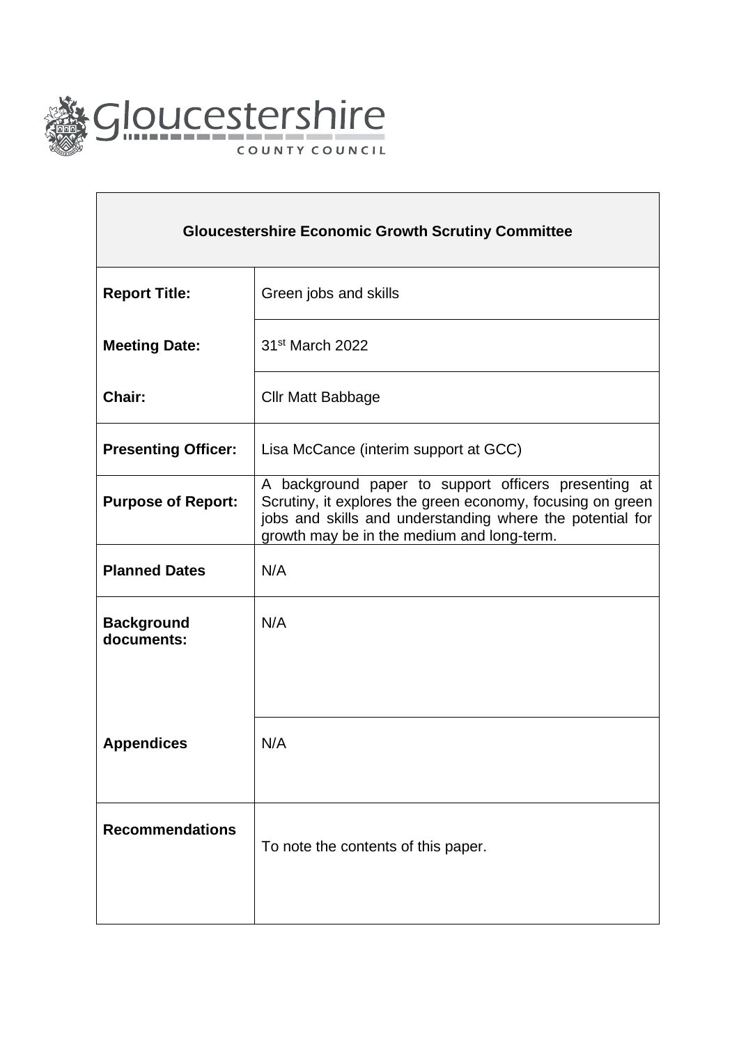Gloucestershire

COUNTY COUNCIL

| **Gloucestershire Economic Growth Scrutiny Committee** | |
|---|---|
| **Report Title:** | Green jobs and skills |
| **Meeting Date:** | 31st March 2022 |
| **Chair:** | Cllr Matt Babbage |
| **Presenting Officer:** | Lisa McCance (interim support at GCC) |
| **Purpose of Report:** | A background paper to support officers presenting at Scrutiny, it explores the green economy, focusing on green jobs and skills and understanding where the potential for growth may be in the medium and long-term. |
| **Planned Dates** | N/A |
| **Background documents:** | N/A |
| **Appendices** | N/A |
| **Recommendations** | To note the contents of this paper. |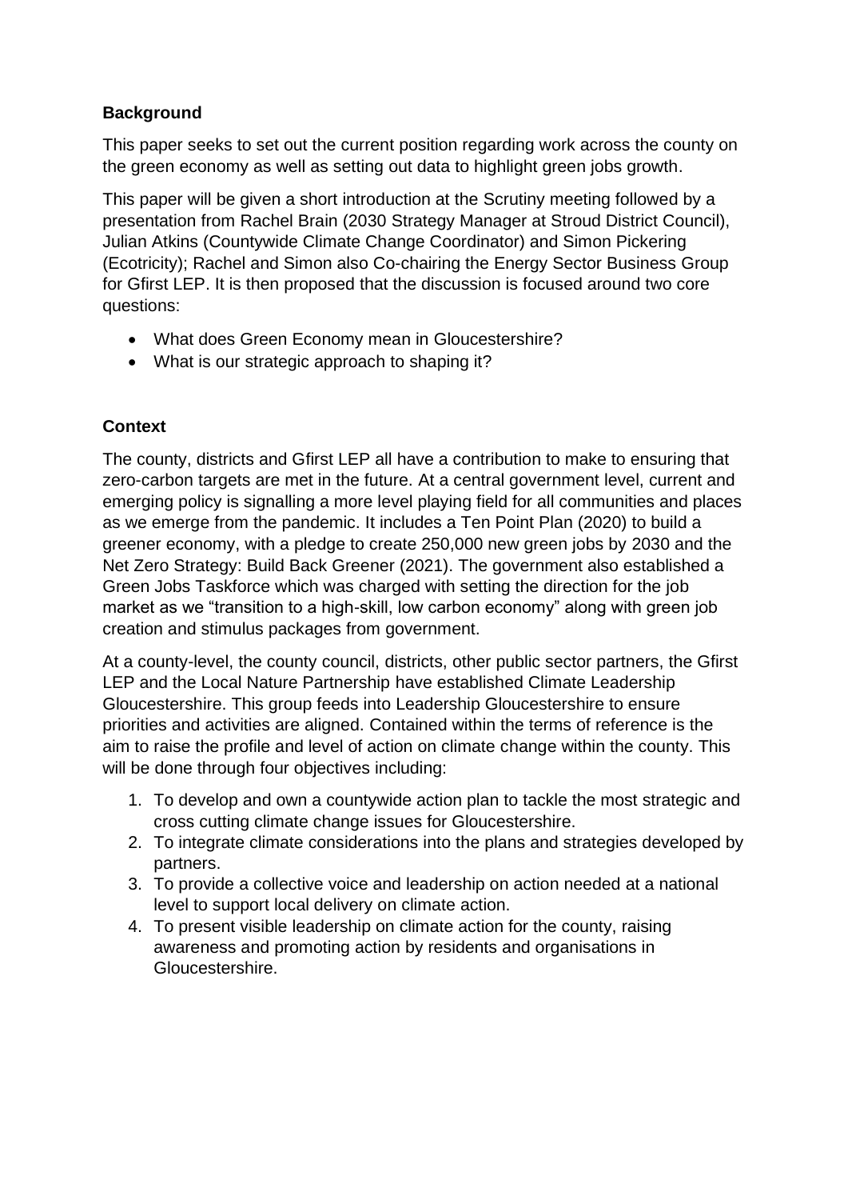**Background**

This paper seeks to set out the current position regarding work across the county on the green economy as well as setting out data to highlight green jobs growth.

This paper will be given a short introduction at the Scrutiny meeting followed by a presentation from Rachel Brain (2030 Strategy Manager at Stroud District Council), Julian Atkins (Countywide Climate Change Coordinator) and Simon Pickering (Ecotricity); Rachel and Simon also Co-chairing the Energy Sector Business Group for Gfirst LEP. It is then proposed that the discussion is focused around two core questions:

- What does Green Economy mean in Gloucestershire?
- What is our strategic approach to shaping it?

**Context**

The county, districts and Gfirst LEP all have a contribution to make to ensuring that zero-carbon targets are met in the future. At a central government level, current and emerging policy is signalling a more level playing field for all communities and places as we emerge from the pandemic. It includes a Ten Point Plan (2020) to build a greener economy, with a pledge to create 250,000 new green jobs by 2030 and the Net Zero Strategy: Build Back Greener (2021). The government also established a Green Jobs Taskforce which was charged with setting the direction for the job market as we "transition to a high-skill, low carbon economy" along with green job creation and stimulus packages from government.

At a county-level, the county council, districts, other public sector partners, the Gfirst LEP and the Local Nature Partnership have established Climate Leadership Gloucestershire. This group feeds into Leadership Gloucestershire to ensure priorities and activities are aligned. Contained within the terms of reference is the aim to raise the profile and level of action on climate change within the county. This will be done through four objectives including:

1. To develop and own a countywide action plan to tackle the most strategic and cross cutting climate change issues for Gloucestershire.
2. To integrate climate considerations into the plans and strategies developed by partners.
3. To provide a collective voice and leadership on action needed at a national level to support local delivery on climate action.
4. To present visible leadership on climate action for the county, raising awareness and promoting action by residents and organisations in Gloucestershire.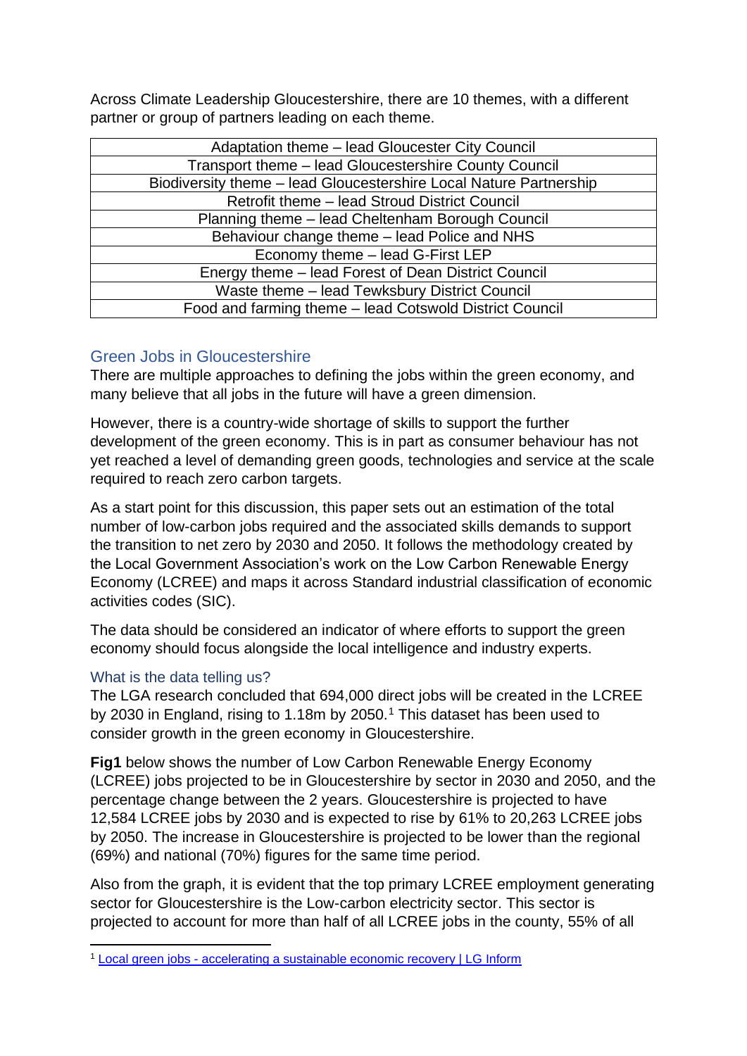Across Climate Leadership Gloucestershire, there are 10 themes, with a different partner or group of partners leading on each theme.

| Adaptation theme – lead Gloucester City Council |
|---|
| Transport theme – lead Gloucestershire County Council |
| Biodiversity theme – lead Gloucestershire Local Nature Partnership |
| Retrofit theme – lead Stroud District Council |
| Planning theme – lead Cheltenham Borough Council |
| Behaviour change theme – lead Police and NHS |
| Economy theme – lead G-First LEP |
| Energy theme – lead Forest of Dean District Council |
| Waste theme – lead Tewksbury District Council |
| Food and farming theme – lead Cotswold District Council |

## Green Jobs in Gloucestershire

There are multiple approaches to defining the jobs within the green economy, and many believe that all jobs in the future will have a green dimension.

However, there is a country-wide shortage of skills to support the further development of the green economy. This is in part as consumer behaviour has not yet reached a level of demanding green goods, technologies and service at the scale required to reach zero carbon targets.

As a start point for this discussion, this paper sets out an estimation of the total number of low-carbon jobs required and the associated skills demands to support the transition to net zero by 2030 and 2050. It follows the methodology created by the Local Government Association's work on the Low Carbon Renewable Energy Economy (LCREE) and maps it across Standard industrial classification of economic activities codes (SIC).

The data should be considered an indicator of where efforts to support the green economy should focus alongside the local intelligence and industry experts.

### What is the data telling us?

The LGA research concluded that 694,000 direct jobs will be created in the LCREE by 2030 in England, rising to 1.18m by 2050.[1] This dataset has been used to consider growth in the green economy in Gloucestershire.

**Fig1** below shows the number of Low Carbon Renewable Energy Economy (LCREE) jobs projected to be in Gloucestershire by sector in 2030 and 2050, and the percentage change between the 2 years. Gloucestershire is projected to have 12,584 LCREE jobs by 2030 and is expected to rise by 61% to 20,263 LCREE jobs by 2050. The increase in Gloucestershire is projected to be lower than the regional (69%) and national (70%) figures for the same time period.

Also from the graph, it is evident that the top primary LCREE employment generating sector for Gloucestershire is the Low-carbon electricity sector. This sector is projected to account for more than half of all LCREE jobs in the county, 55% of all

[1] Local green jobs - accelerating a sustainable economic recovery | LG Inform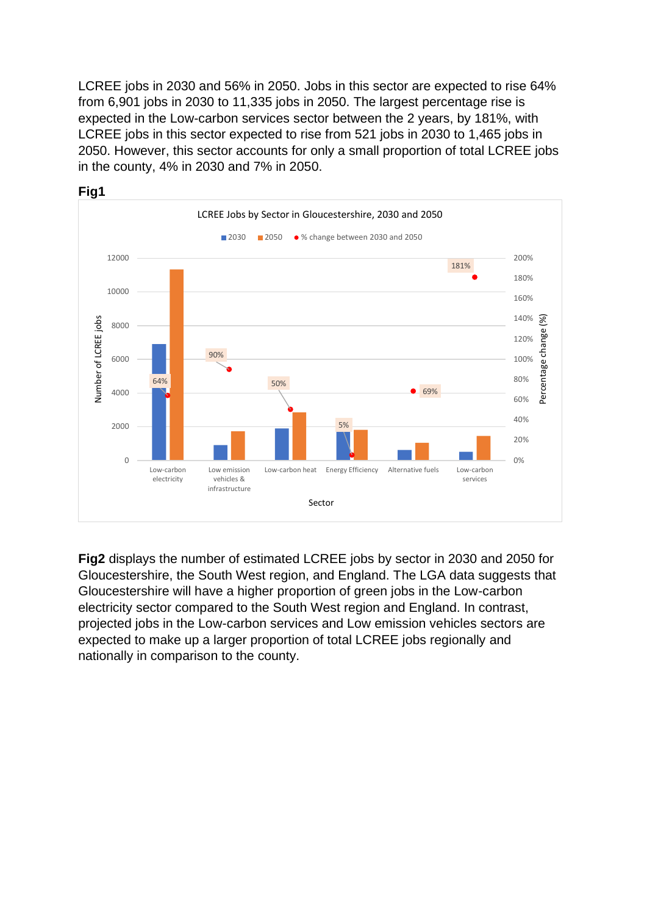LCREE jobs in 2030 and 56% in 2050. Jobs in this sector are expected to rise 64% from 6,901 jobs in 2030 to 11,335 jobs in 2050. The largest percentage rise is expected in the Low-carbon services sector between the 2 years, by 181%, with LCREE jobs in this sector expected to rise from 521 jobs in 2030 to 1,465 jobs in 2050. However, this sector accounts for only a small proportion of total LCREE jobs in the county, 4% in 2030 and 7% in 2050.

**Fig1**

LCREE Jobs by Sector in Gloucestershire, 2030 and 2050

**Fig2** displays the number of estimated LCREE jobs by sector in 2030 and 2050 for Gloucestershire, the South West region, and England. The LGA data suggests that Gloucestershire will have a higher proportion of green jobs in the Low-carbon electricity sector compared to the South West region and England. In contrast, projected jobs in the Low-carbon services and Low emission vehicles sectors are expected to make up a larger proportion of total LCREE jobs regionally and nationally in comparison to the county.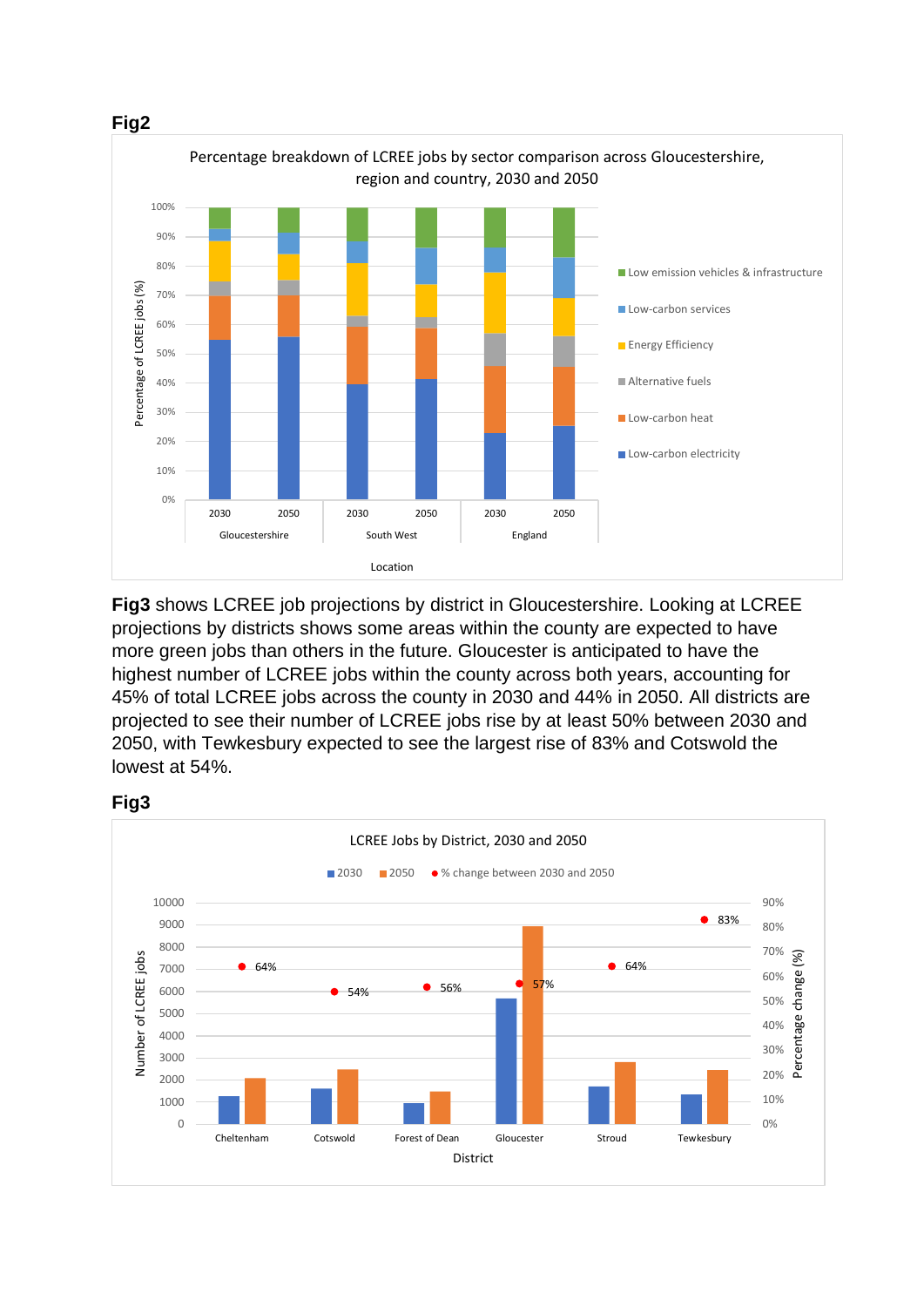**Fig2**

**Fig3** shows LCREE job projections by district in Gloucestershire. Looking at LCREE projections by districts shows some areas within the county are expected to have more green jobs than others in the future. Gloucester is anticipated to have the highest number of LCREE jobs within the county across both years, accounting for 45% of total LCREE jobs across the county in 2030 and 44% in 2050. All districts are projected to see their number of LCREE jobs rise by at least 50% between 2030 and 2050, with Tewkesbury expected to see the largest rise of 83% and Cotswold the lowest at 54%.

**Fig3**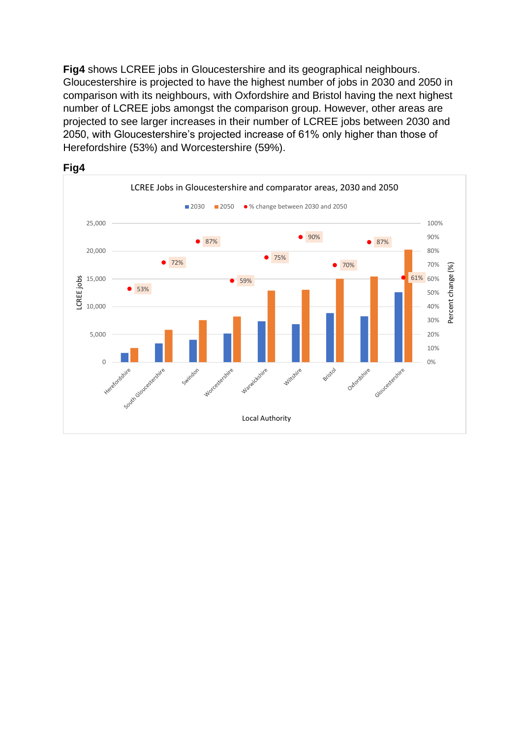**Fig4** shows LCREE jobs in Gloucestershire and its geographical neighbours. Gloucestershire is projected to have the highest number of jobs in 2030 and 2050 in comparison with its neighbours, with Oxfordshire and Bristol having the next highest number of LCREE jobs amongst the comparison group. However, other areas are projected to see larger increases in their number of LCREE jobs between 2030 and 2050, with Gloucestershire's projected increase of 61% only higher than those of Herefordshire (53%) and Worcestershire (59%).

**Fig4**

LCREE Jobs in Gloucestershire and comparator areas, 2030 and 2050

| Local Authority | % change between 2030 and 2050 |
|---|---|
| Herefordshire | 53% |
| South Gloucestershire | 72% |
| Swindon | 87% |
| Worcestershire | 59% |
| Warwickshire | 75% |
| Wiltshire | 90% |
| Bristol | 70% |
| Oxfordshire | 87% |
| Gloucestershire | 61% |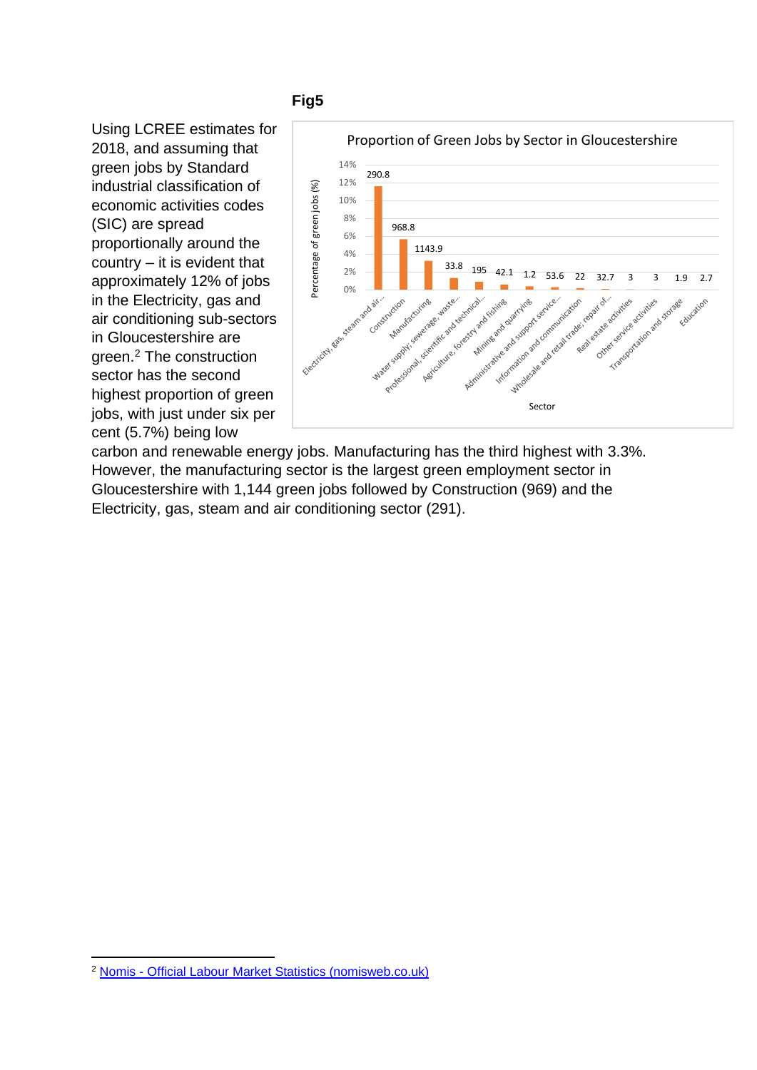**Fig5**

Proportion of Green Jobs by Sector in Gloucestershire

Percentage of green jobs (%)

14%
12%
10%
8%
6%
4%
2%
0%

290.8
968.8
1143.9
33.8
195
42.1
1.2
53.6
22
32.7
3
3
1.9
2.7

Electricity, gas, steam and air...
Construction
Manufacturing
Water supply; sewerage, waste...
Professional, scientific and technical...
Agriculture, forestry and fishing
Mining and quarrying
Administrative and support service...
Information and communication
Wholesale and retail trade; repair of...
Real estate activities
Other service activities
Transportation and storage
Education

Sector

Using LCREE estimates for 2018, and assuming that green jobs by Standard industrial classification of economic activities codes (SIC) are spread proportionally around the country – it is evident that approximately 12% of jobs in the Electricity, gas and air conditioning sub-sectors in Gloucestershire are green.[2] The construction sector has the second highest proportion of green jobs, with just under six per cent (5.7%) being low carbon and renewable energy jobs. Manufacturing has the third highest with 3.3%. However, the manufacturing sector is the largest green employment sector in Gloucestershire with 1,144 green jobs followed by Construction (969) and the Electricity, gas, steam and air conditioning sector (291).

---

[2] Nomis - Official Labour Market Statistics (nomisweb.co.uk)